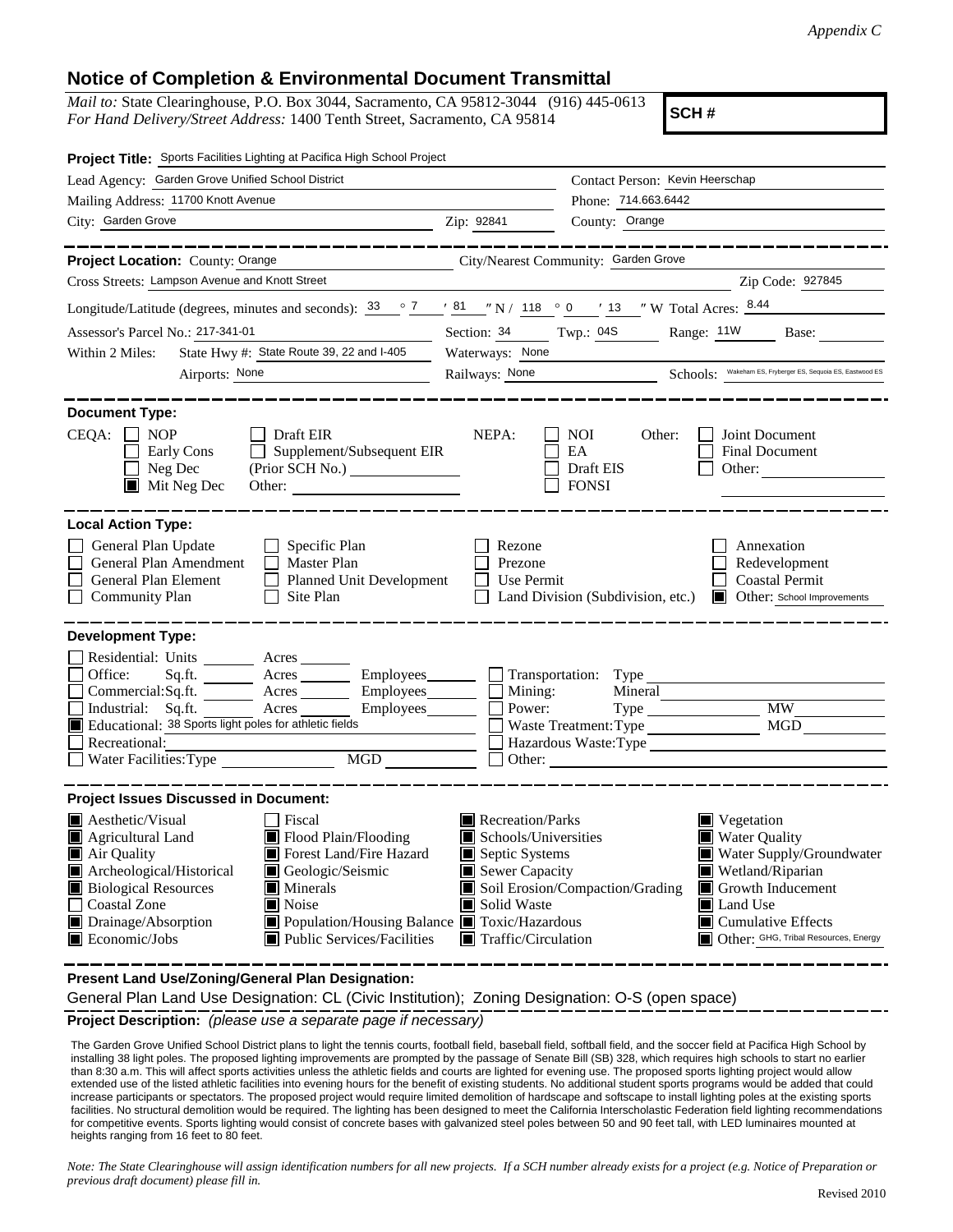*Appendix C*

## Notice of Completion & Environmental Document Transmittal

*Mail to:* State Clearinghouse, P.O. Box 3044, Sacramento, CA 95812-3044 (916) 445-0613
*For Hand Delivery/Street Address:* 1400 Tenth Street, Sacramento, CA 95814

**SCH #**

**Project Title:** Sports Facilities Lighting at Pacifica High School Project

Lead Agency: Garden Grove Unified School District — Contact Person: Kevin Heerschap
Mailing Address: 11700 Knott Avenue — Phone: 714.663.6442
City: Garden Grove — Zip: 92841 — County: Orange

---

**Project Location:** County: Orange — City/Nearest Community: Garden Grove
Cross Streets: Lampson Avenue and Knott Street — Zip Code: 927845
Longitude/Latitude (degrees, minutes and seconds): 33 ° 7 ′ 81 ″ N / 118 ° 0 ′ 13 ″ W Total Acres: 8.44
Assessor's Parcel No.: 217-341-01 — Section: 34 — Twp.: 04S — Range: 11W — Base:
Within 2 Miles: State Hwy #: State Route 39, 22 and I-405 — Waterways: None
Airports: None — Railways: None — Schools: Wakeham ES, Fryberger ES, Sequoia ES, Eastwood ES

---

**Document Type:**

CEQA:
- [ ] NOP
- [ ] Early Cons
- [ ] Neg Dec
- [x] Mit Neg Dec
- [ ] Draft EIR
- [ ] Supplement/Subsequent EIR (Prior SCH No.)
- Other:

NEPA:
- [ ] NOI
- [ ] EA
- [ ] Draft EIS
- [ ] FONSI

Other:
- [ ] Joint Document
- [ ] Final Document
- [ ] Other:

---

**Local Action Type:**

- [ ] General Plan Update
- [ ] General Plan Amendment
- [ ] General Plan Element
- [ ] Community Plan
- [ ] Specific Plan
- [ ] Master Plan
- [ ] Planned Unit Development
- [ ] Site Plan
- [ ] Rezone
- [ ] Prezone
- [ ] Use Permit
- [ ] Land Division (Subdivision, etc.)
- [ ] Annexation
- [ ] Redevelopment
- [ ] Coastal Permit
- [x] Other: School Improvements

---

**Development Type:**

- [ ] Residential: Units ___ Acres ___
- [ ] Office: Sq.ft. ___ Acres ___ Employees ___
- [ ] Commercial: Sq.ft. ___ Acres ___ Employees ___
- [ ] Industrial: Sq.ft. ___ Acres ___ Employees ___
- [x] Educational: 38 Sports light poles for athletic fields
- [ ] Recreational:
- [ ] Water Facilities: Type ___ MGD ___
- [ ] Transportation: Type
- [ ] Mining: Mineral
- [ ] Power: Type ___ MW
- [ ] Waste Treatment: Type ___ MGD
- [ ] Hazardous Waste: Type
- [ ] Other:

---

**Project Issues Discussed in Document:**

- [x] Aesthetic/Visual
- [x] Agricultural Land
- [x] Air Quality
- [x] Archeological/Historical
- [x] Biological Resources
- [ ] Coastal Zone
- [x] Drainage/Absorption
- [x] Economic/Jobs
- [ ] Fiscal
- [x] Flood Plain/Flooding
- [x] Forest Land/Fire Hazard
- [x] Geologic/Seismic
- [x] Minerals
- [x] Noise
- [x] Population/Housing Balance
- [x] Public Services/Facilities
- [x] Recreation/Parks
- [x] Schools/Universities
- [x] Septic Systems
- [x] Sewer Capacity
- [x] Soil Erosion/Compaction/Grading
- [x] Solid Waste
- [x] Toxic/Hazardous
- [x] Traffic/Circulation
- [x] Vegetation
- [x] Water Quality
- [x] Water Supply/Groundwater
- [x] Wetland/Riparian
- [x] Growth Inducement
- [x] Land Use
- [x] Cumulative Effects
- [x] Other: GHG, Tribal Resources, Energy

---

**Present Land Use/Zoning/General Plan Designation:**

General Plan Land Use Designation: CL (Civic Institution); Zoning Designation: O-S (open space)

**Project Description:** *(please use a separate page if necessary)*

The Garden Grove Unified School District plans to light the tennis courts, football field, baseball field, softball field, and the soccer field at Pacifica High School by installing 38 light poles. The proposed lighting improvements are prompted by the passage of Senate Bill (SB) 328, which requires high schools to start no earlier than 8:30 a.m. This will affect sports activities unless the athletic fields and courts are lighted for evening use. The proposed sports lighting project would allow extended use of the listed athletic facilities into evening hours for the benefit of existing students. No additional student sports programs would be added that could increase participants or spectators. The proposed project would require limited demolition of hardscape and softscape to install lighting poles at the existing sports facilities. No structural demolition would be required. The lighting has been designed to meet the California Interscholastic Federation field lighting recommendations for competitive events. Sports lighting would consist of concrete bases with galvanized steel poles between 50 and 90 feet tall, with LED luminaires mounted at heights ranging from 16 feet to 80 feet.

*Note: The State Clearinghouse will assign identification numbers for all new projects. If a SCH number already exists for a project (e.g. Notice of Preparation or previous draft document) please fill in.*

Revised 2010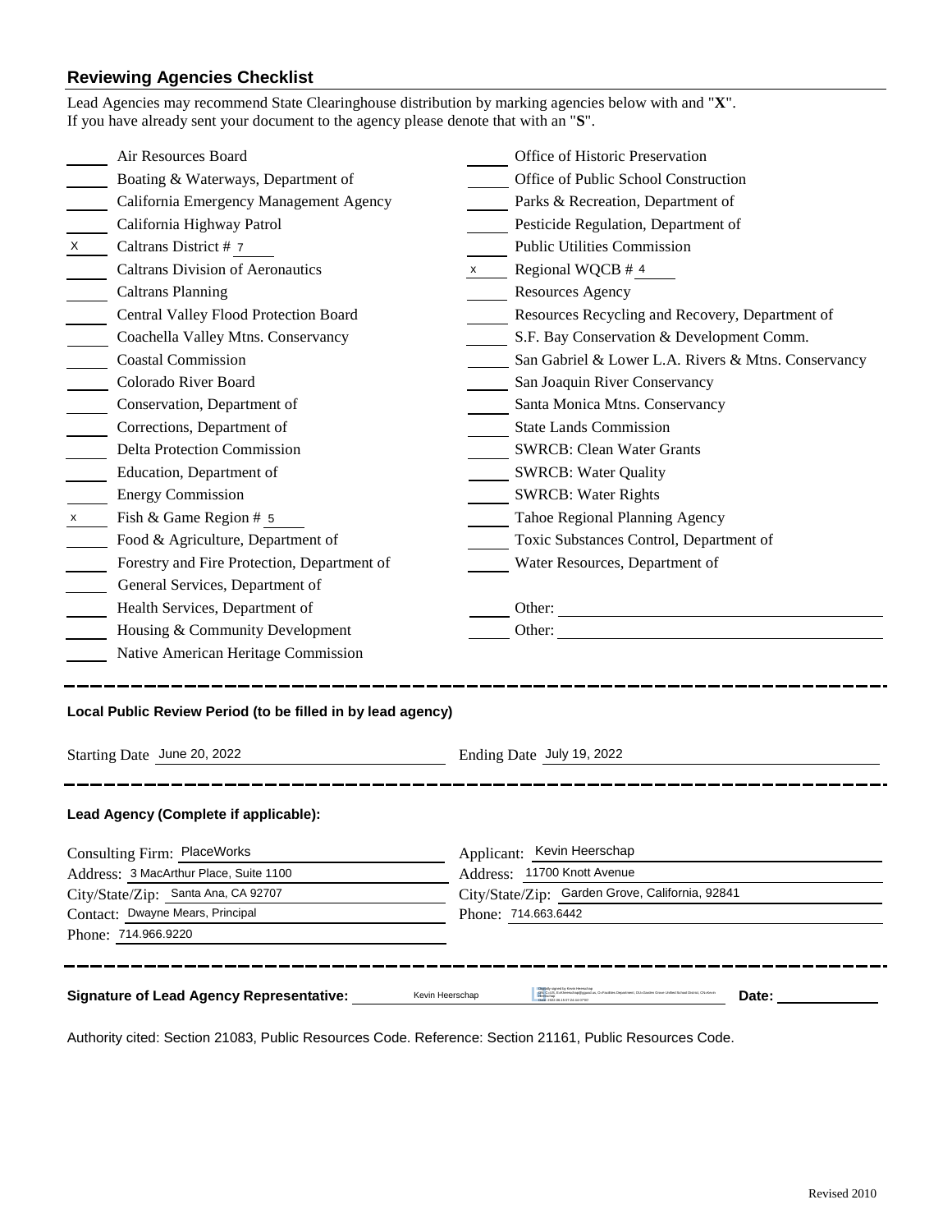## Reviewing Agencies Checklist

Lead Agencies may recommend State Clearinghouse distribution by marking agencies below with and "**X**".
If you have already sent your document to the agency please denote that with an "**S**".

| | | | |
|---|---|---|---|
| | Air Resources Board | | Office of Historic Preservation |
| | Boating & Waterways, Department of | | Office of Public School Construction |
| | California Emergency Management Agency | | Parks & Recreation, Department of |
| | California Highway Patrol | | Pesticide Regulation, Department of |
| X | Caltrans District # 7 | | Public Utilities Commission |
| | Caltrans Division of Aeronautics | x | Regional WQCB # 4 |
| | Caltrans Planning | | Resources Agency |
| | Central Valley Flood Protection Board | | Resources Recycling and Recovery, Department of |
| | Coachella Valley Mtns. Conservancy | | S.F. Bay Conservation & Development Comm. |
| | Coastal Commission | | San Gabriel & Lower L.A. Rivers & Mtns. Conservancy |
| | Colorado River Board | | San Joaquin River Conservancy |
| | Conservation, Department of | | Santa Monica Mtns. Conservancy |
| | Corrections, Department of | | State Lands Commission |
| | Delta Protection Commission | | SWRCB: Clean Water Grants |
| | Education, Department of | | SWRCB: Water Quality |
| | Energy Commission | | SWRCB: Water Rights |
| x | Fish & Game Region # 5 | | Tahoe Regional Planning Agency |
| | Food & Agriculture, Department of | | Toxic Substances Control, Department of |
| | Forestry and Fire Protection, Department of | | Water Resources, Department of |
| | General Services, Department of | | |
| | Health Services, Department of | | Other: |
| | Housing & Community Development | | Other: |
| | Native American Heritage Commission | | |

---

**Local Public Review Period (to be filled in by lead agency)**

Starting Date June 20, 2022 Ending Date July 19, 2022

---

**Lead Agency (Complete if applicable):**

Consulting Firm: PlaceWorks
Address: 3 MacArthur Place, Suite 1100
City/State/Zip: Santa Ana, CA 92707
Contact: Dwayne Mears, Principal
Phone: 714.966.9220

Applicant: Kevin Heerschap
Address: 11700 Knott Avenue
City/State/Zip: Garden Grove, California, 92841
Phone: 714.663.6442

---

**Signature of Lead Agency Representative:** Kevin Heerschap **Date:**

Authority cited: Section 21083, Public Resources Code. Reference: Section 21161, Public Resources Code.

Revised 2010